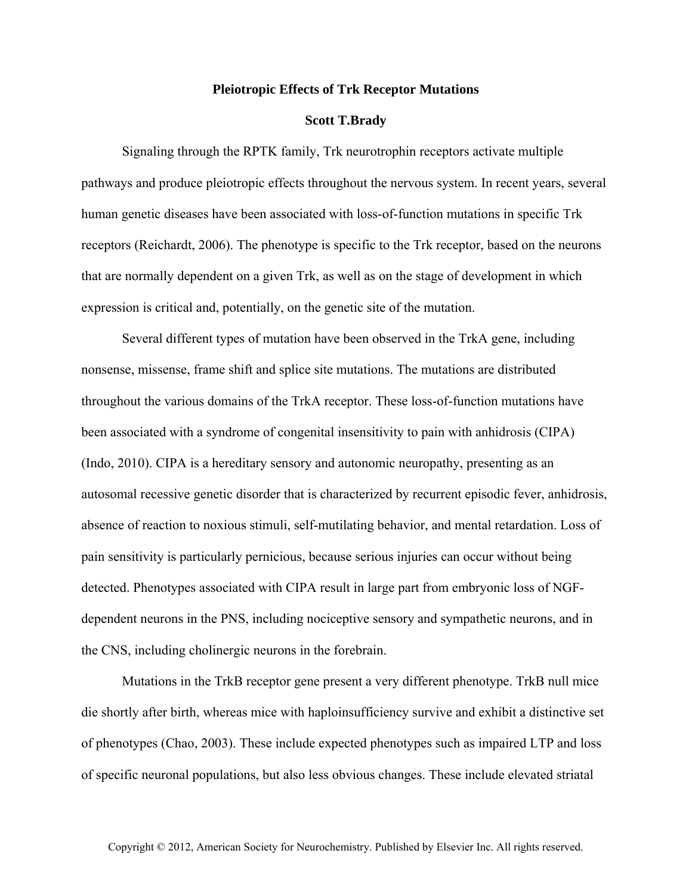# Pleiotropic Effects of Trk Receptor Mutations

**Scott T.Brady**

Signaling through the RPTK family, Trk neurotrophin receptors activate multiple pathways and produce pleiotropic effects throughout the nervous system. In recent years, several human genetic diseases have been associated with loss-of-function mutations in specific Trk receptors (Reichardt, 2006). The phenotype is specific to the Trk receptor, based on the neurons that are normally dependent on a given Trk, as well as on the stage of development in which expression is critical and, potentially, on the genetic site of the mutation.

Several different types of mutation have been observed in the TrkA gene, including nonsense, missense, frame shift and splice site mutations. The mutations are distributed throughout the various domains of the TrkA receptor. These loss-of-function mutations have been associated with a syndrome of congenital insensitivity to pain with anhidrosis (CIPA) (Indo, 2010). CIPA is a hereditary sensory and autonomic neuropathy, presenting as an autosomal recessive genetic disorder that is characterized by recurrent episodic fever, anhidrosis, absence of reaction to noxious stimuli, self-mutilating behavior, and mental retardation. Loss of pain sensitivity is particularly pernicious, because serious injuries can occur without being detected. Phenotypes associated with CIPA result in large part from embryonic loss of NGF-dependent neurons in the PNS, including nociceptive sensory and sympathetic neurons, and in the CNS, including cholinergic neurons in the forebrain.

Mutations in the TrkB receptor gene present a very different phenotype. TrkB null mice die shortly after birth, whereas mice with haploinsufficiency survive and exhibit a distinctive set of phenotypes (Chao, 2003). These include expected phenotypes such as impaired LTP and loss of specific neuronal populations, but also less obvious changes. These include elevated striatal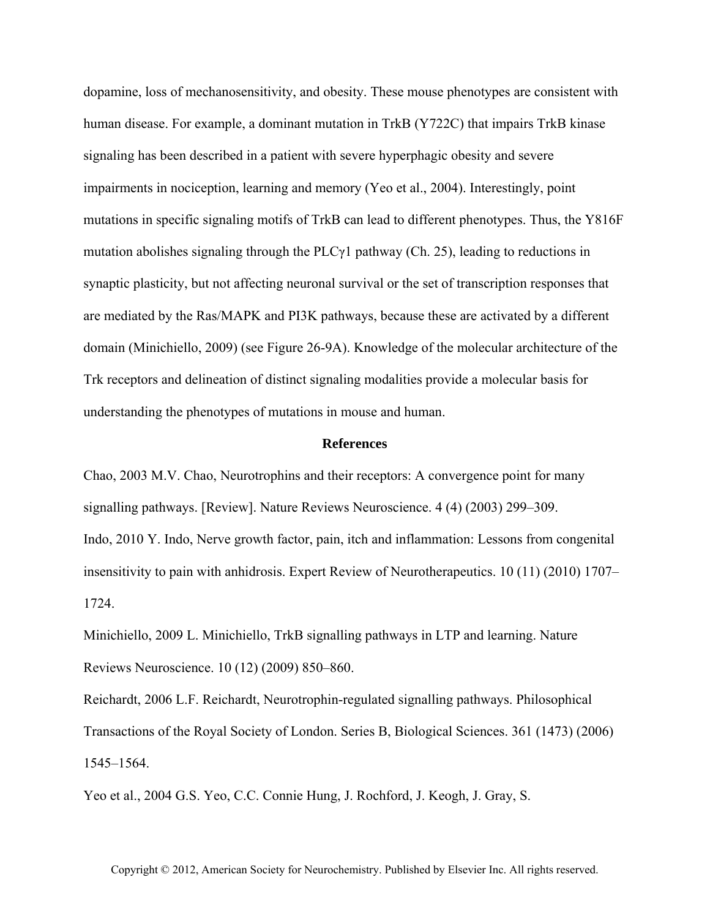dopamine, loss of mechanosensitivity, and obesity. These mouse phenotypes are consistent with human disease. For example, a dominant mutation in TrkB (Y722C) that impairs TrkB kinase signaling has been described in a patient with severe hyperphagic obesity and severe impairments in nociception, learning and memory (Yeo et al., 2004). Interestingly, point mutations in specific signaling motifs of TrkB can lead to different phenotypes. Thus, the Y816F mutation abolishes signaling through the PLCγ1 pathway (Ch. 25), leading to reductions in synaptic plasticity, but not affecting neuronal survival or the set of transcription responses that are mediated by the Ras/MAPK and PI3K pathways, because these are activated by a different domain (Minichiello, 2009) (see Figure 26-9A). Knowledge of the molecular architecture of the Trk receptors and delineation of distinct signaling modalities provide a molecular basis for understanding the phenotypes of mutations in mouse and human.

## References

Chao, 2003 M.V. Chao, Neurotrophins and their receptors: A convergence point for many signalling pathways. [Review]. Nature Reviews Neuroscience. 4 (4) (2003) 299–309.

Indo, 2010 Y. Indo, Nerve growth factor, pain, itch and inflammation: Lessons from congenital insensitivity to pain with anhidrosis. Expert Review of Neurotherapeutics. 10 (11) (2010) 1707–1724.

Minichiello, 2009 L. Minichiello, TrkB signalling pathways in LTP and learning. Nature Reviews Neuroscience. 10 (12) (2009) 850–860.

Reichardt, 2006 L.F. Reichardt, Neurotrophin-regulated signalling pathways. Philosophical Transactions of the Royal Society of London. Series B, Biological Sciences. 361 (1473) (2006) 1545–1564.

Yeo et al., 2004 G.S. Yeo, C.C. Connie Hung, J. Rochford, J. Keogh, J. Gray, S.

Copyright © 2012, American Society for Neurochemistry. Published by Elsevier Inc. All rights reserved.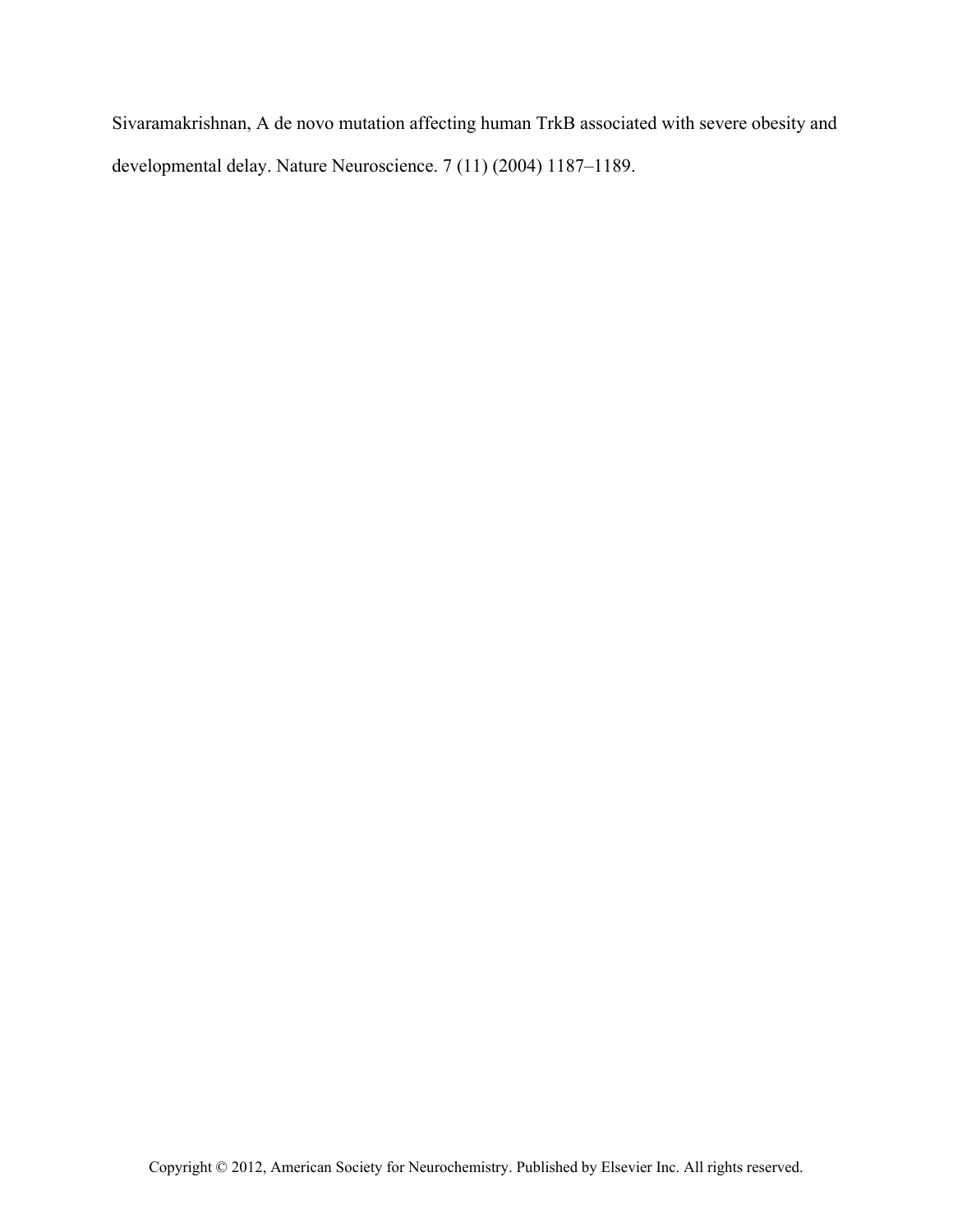Sivaramakrishnan, A de novo mutation affecting human TrkB associated with severe obesity and developmental delay. Nature Neuroscience. 7 (11) (2004) 1187–1189.

Copyright © 2012, American Society for Neurochemistry. Published by Elsevier Inc. All rights reserved.